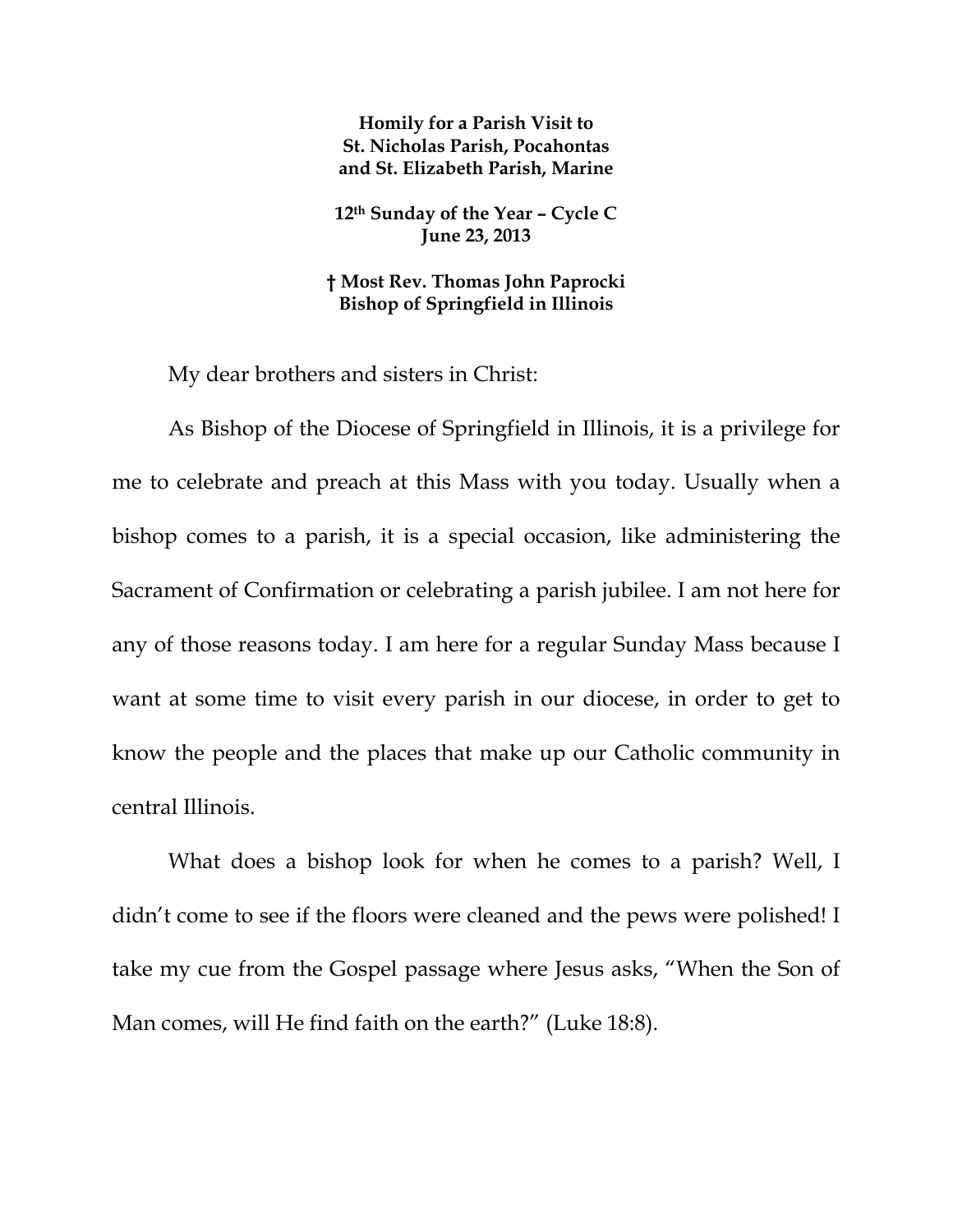**Homily for a Parish Visit to**
**St. Nicholas Parish, Pocahontas**
**and St. Elizabeth Parish, Marine**

**12th Sunday of the Year – Cycle C**
**June 23, 2013**

**† Most Rev. Thomas John Paprocki**
**Bishop of Springfield in Illinois**

My dear brothers and sisters in Christ:

As Bishop of the Diocese of Springfield in Illinois, it is a privilege for me to celebrate and preach at this Mass with you today. Usually when a bishop comes to a parish, it is a special occasion, like administering the Sacrament of Confirmation or celebrating a parish jubilee. I am not here for any of those reasons today. I am here for a regular Sunday Mass because I want at some time to visit every parish in our diocese, in order to get to know the people and the places that make up our Catholic community in central Illinois.

What does a bishop look for when he comes to a parish? Well, I didn't come to see if the floors were cleaned and the pews were polished! I take my cue from the Gospel passage where Jesus asks, "When the Son of Man comes, will He find faith on the earth?" (Luke 18:8).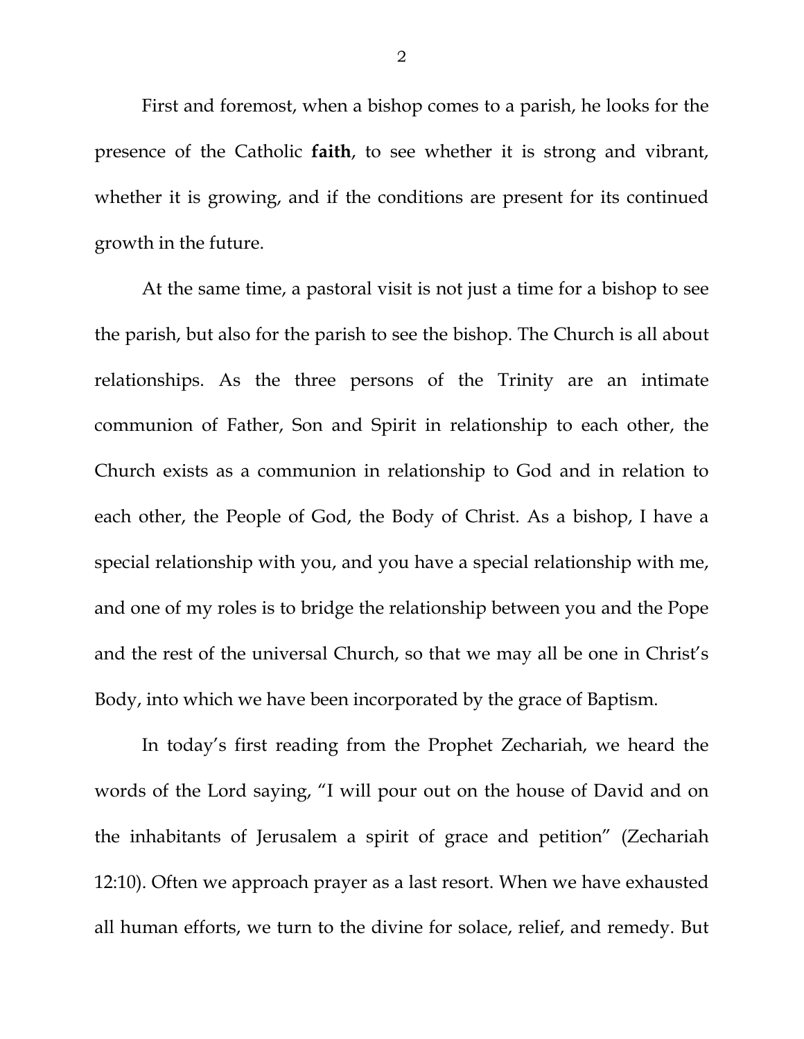First and foremost, when a bishop comes to a parish, he looks for the presence of the Catholic **faith**, to see whether it is strong and vibrant, whether it is growing, and if the conditions are present for its continued growth in the future.

At the same time, a pastoral visit is not just a time for a bishop to see the parish, but also for the parish to see the bishop. The Church is all about relationships. As the three persons of the Trinity are an intimate communion of Father, Son and Spirit in relationship to each other, the Church exists as a communion in relationship to God and in relation to each other, the People of God, the Body of Christ. As a bishop, I have a special relationship with you, and you have a special relationship with me, and one of my roles is to bridge the relationship between you and the Pope and the rest of the universal Church, so that we may all be one in Christ's Body, into which we have been incorporated by the grace of Baptism.

In today's first reading from the Prophet Zechariah, we heard the words of the Lord saying, "I will pour out on the house of David and on the inhabitants of Jerusalem a spirit of grace and petition" (Zechariah 12:10). Often we approach prayer as a last resort. When we have exhausted all human efforts, we turn to the divine for solace, relief, and remedy. But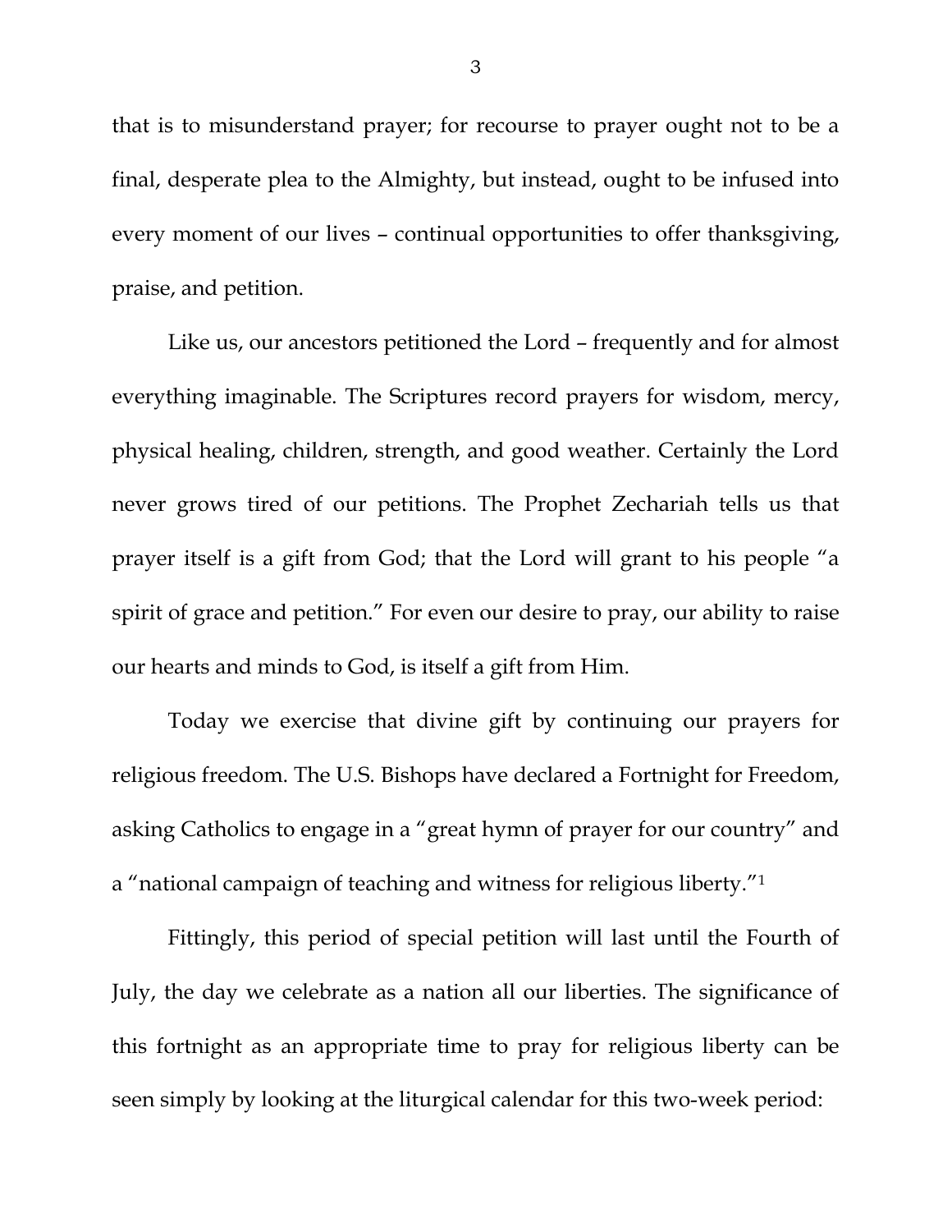that is to misunderstand prayer; for recourse to prayer ought not to be a final, desperate plea to the Almighty, but instead, ought to be infused into every moment of our lives – continual opportunities to offer thanksgiving, praise, and petition.

Like us, our ancestors petitioned the Lord – frequently and for almost everything imaginable. The Scriptures record prayers for wisdom, mercy, physical healing, children, strength, and good weather. Certainly the Lord never grows tired of our petitions. The Prophet Zechariah tells us that prayer itself is a gift from God; that the Lord will grant to his people "a spirit of grace and petition." For even our desire to pray, our ability to raise our hearts and minds to God, is itself a gift from Him.

Today we exercise that divine gift by continuing our prayers for religious freedom. The U.S. Bishops have declared a Fortnight for Freedom, asking Catholics to engage in a "great hymn of prayer for our country" and a "national campaign of teaching and witness for religious liberty."[1]

Fittingly, this period of special petition will last until the Fourth of July, the day we celebrate as a nation all our liberties. The significance of this fortnight as an appropriate time to pray for religious liberty can be seen simply by looking at the liturgical calendar for this two-week period: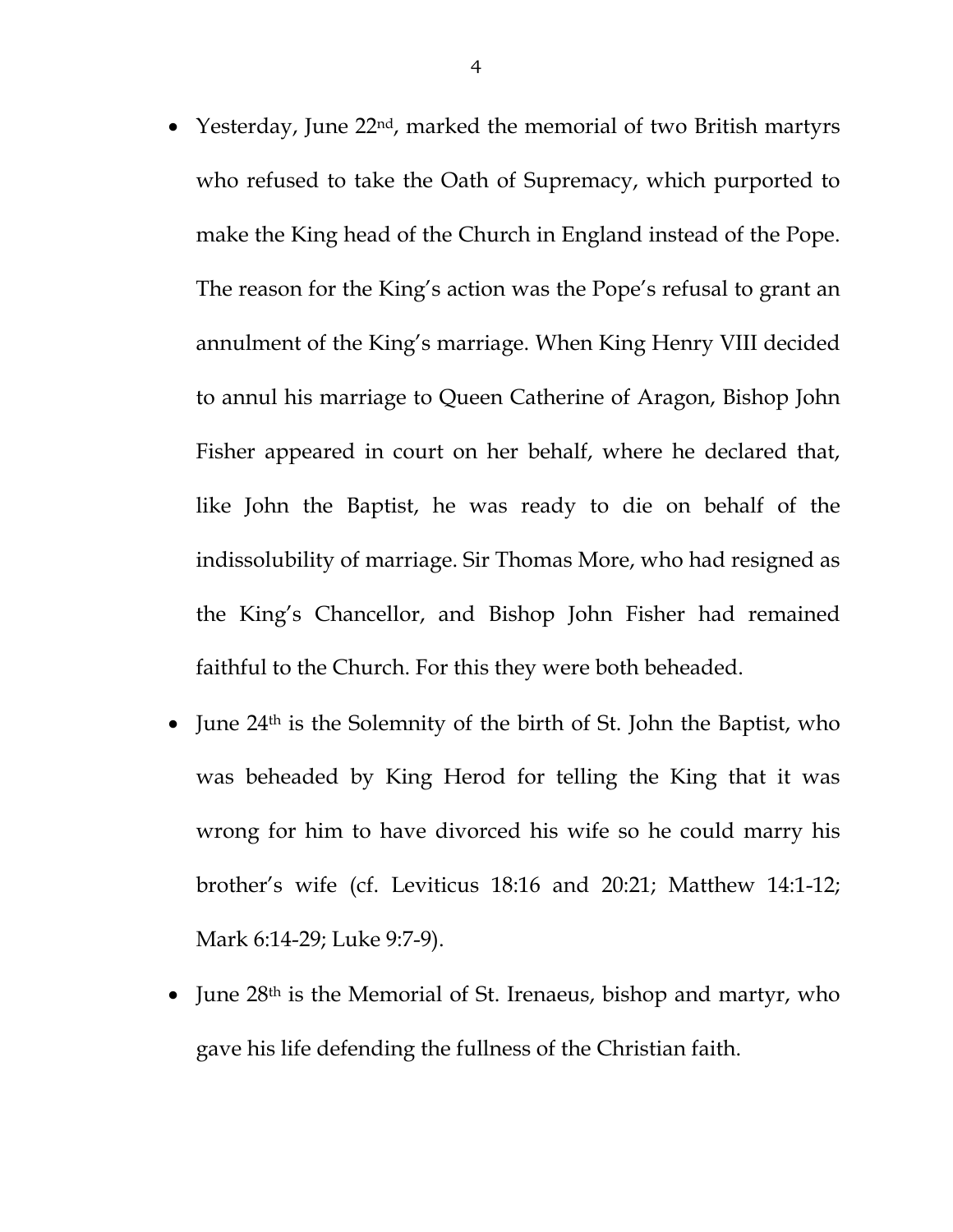- Yesterday, June 22nd, marked the memorial of two British martyrs who refused to take the Oath of Supremacy, which purported to make the King head of the Church in England instead of the Pope. The reason for the King's action was the Pope's refusal to grant an annulment of the King's marriage. When King Henry VIII decided to annul his marriage to Queen Catherine of Aragon, Bishop John Fisher appeared in court on her behalf, where he declared that, like John the Baptist, he was ready to die on behalf of the indissolubility of marriage. Sir Thomas More, who had resigned as the King's Chancellor, and Bishop John Fisher had remained faithful to the Church. For this they were both beheaded.
- June 24th is the Solemnity of the birth of St. John the Baptist, who was beheaded by King Herod for telling the King that it was wrong for him to have divorced his wife so he could marry his brother's wife (cf. Leviticus 18:16 and 20:21; Matthew 14:1-12; Mark 6:14-29; Luke 9:7-9).
- June 28th is the Memorial of St. Irenaeus, bishop and martyr, who gave his life defending the fullness of the Christian faith.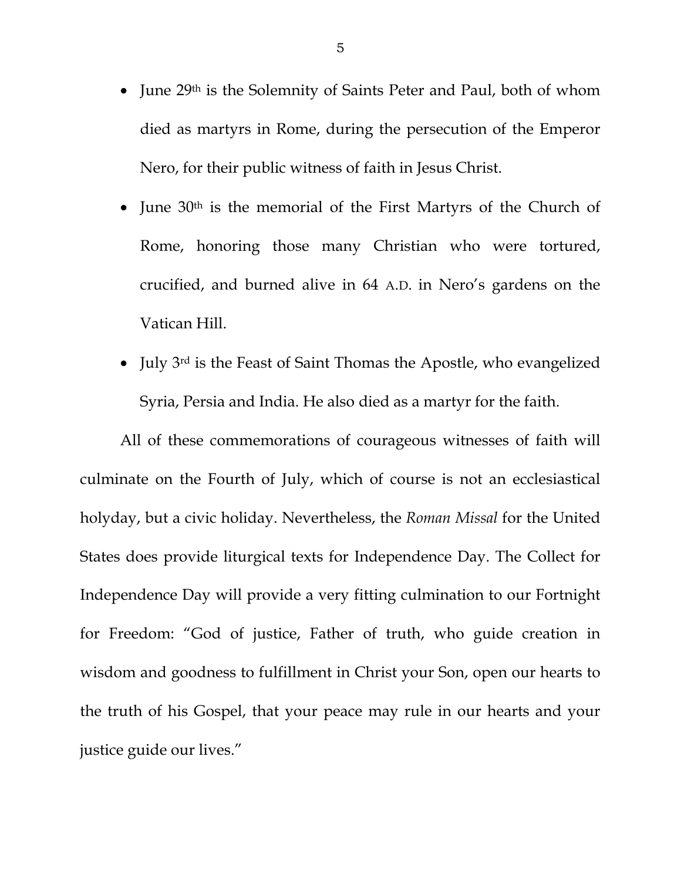- June 29th is the Solemnity of Saints Peter and Paul, both of whom died as martyrs in Rome, during the persecution of the Emperor Nero, for their public witness of faith in Jesus Christ.
- June 30th is the memorial of the First Martyrs of the Church of Rome, honoring those many Christian who were tortured, crucified, and burned alive in 64 A.D. in Nero's gardens on the Vatican Hill.
- July 3rd is the Feast of Saint Thomas the Apostle, who evangelized Syria, Persia and India. He also died as a martyr for the faith.

All of these commemorations of courageous witnesses of faith will culminate on the Fourth of July, which of course is not an ecclesiastical holyday, but a civic holiday. Nevertheless, the *Roman Missal* for the United States does provide liturgical texts for Independence Day. The Collect for Independence Day will provide a very fitting culmination to our Fortnight for Freedom: "God of justice, Father of truth, who guide creation in wisdom and goodness to fulfillment in Christ your Son, open our hearts to the truth of his Gospel, that your peace may rule in our hearts and your justice guide our lives."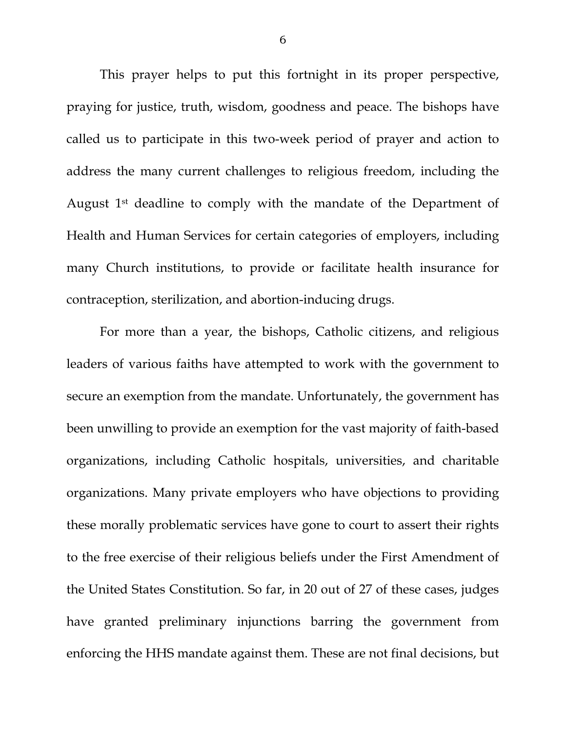This prayer helps to put this fortnight in its proper perspective, praying for justice, truth, wisdom, goodness and peace. The bishops have called us to participate in this two-week period of prayer and action to address the many current challenges to religious freedom, including the August 1st deadline to comply with the mandate of the Department of Health and Human Services for certain categories of employers, including many Church institutions, to provide or facilitate health insurance for contraception, sterilization, and abortion-inducing drugs.

For more than a year, the bishops, Catholic citizens, and religious leaders of various faiths have attempted to work with the government to secure an exemption from the mandate. Unfortunately, the government has been unwilling to provide an exemption for the vast majority of faith-based organizations, including Catholic hospitals, universities, and charitable organizations. Many private employers who have objections to providing these morally problematic services have gone to court to assert their rights to the free exercise of their religious beliefs under the First Amendment of the United States Constitution. So far, in 20 out of 27 of these cases, judges have granted preliminary injunctions barring the government from enforcing the HHS mandate against them. These are not final decisions, but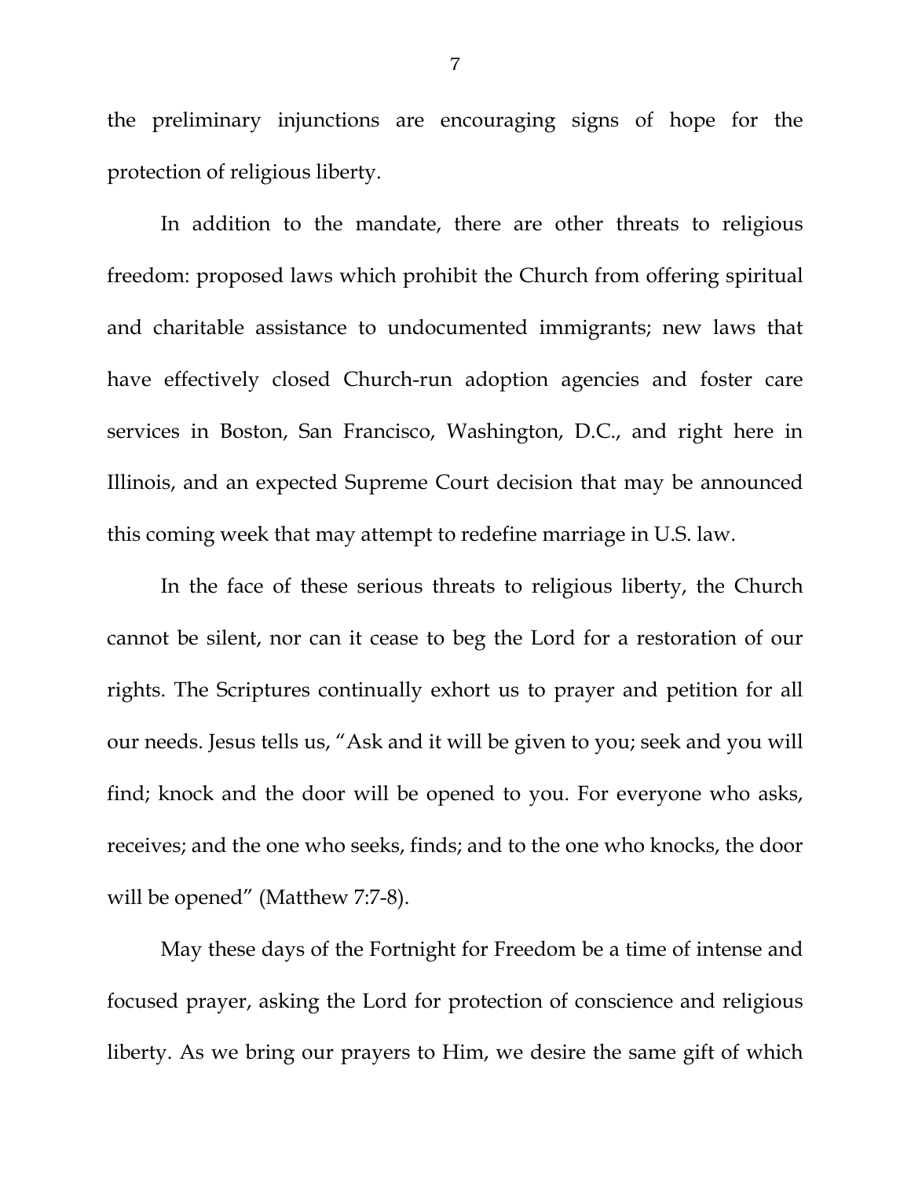the preliminary injunctions are encouraging signs of hope for the protection of religious liberty.

In addition to the mandate, there are other threats to religious freedom: proposed laws which prohibit the Church from offering spiritual and charitable assistance to undocumented immigrants; new laws that have effectively closed Church-run adoption agencies and foster care services in Boston, San Francisco, Washington, D.C., and right here in Illinois, and an expected Supreme Court decision that may be announced this coming week that may attempt to redefine marriage in U.S. law.

In the face of these serious threats to religious liberty, the Church cannot be silent, nor can it cease to beg the Lord for a restoration of our rights. The Scriptures continually exhort us to prayer and petition for all our needs. Jesus tells us, "Ask and it will be given to you; seek and you will find; knock and the door will be opened to you. For everyone who asks, receives; and the one who seeks, finds; and to the one who knocks, the door will be opened" (Matthew 7:7-8).

May these days of the Fortnight for Freedom be a time of intense and focused prayer, asking the Lord for protection of conscience and religious liberty. As we bring our prayers to Him, we desire the same gift of which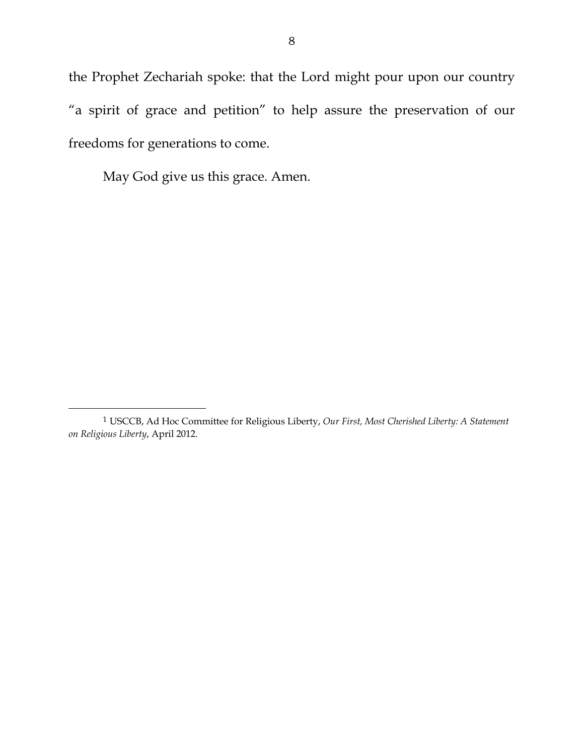the Prophet Zechariah spoke: that the Lord might pour upon our country "a spirit of grace and petition" to help assure the preservation of our freedoms for generations to come.

May God give us this grace. Amen.

---

[1] USCCB, Ad Hoc Committee for Religious Liberty, *Our First, Most Cherished Liberty: A Statement on Religious Liberty*, April 2012.